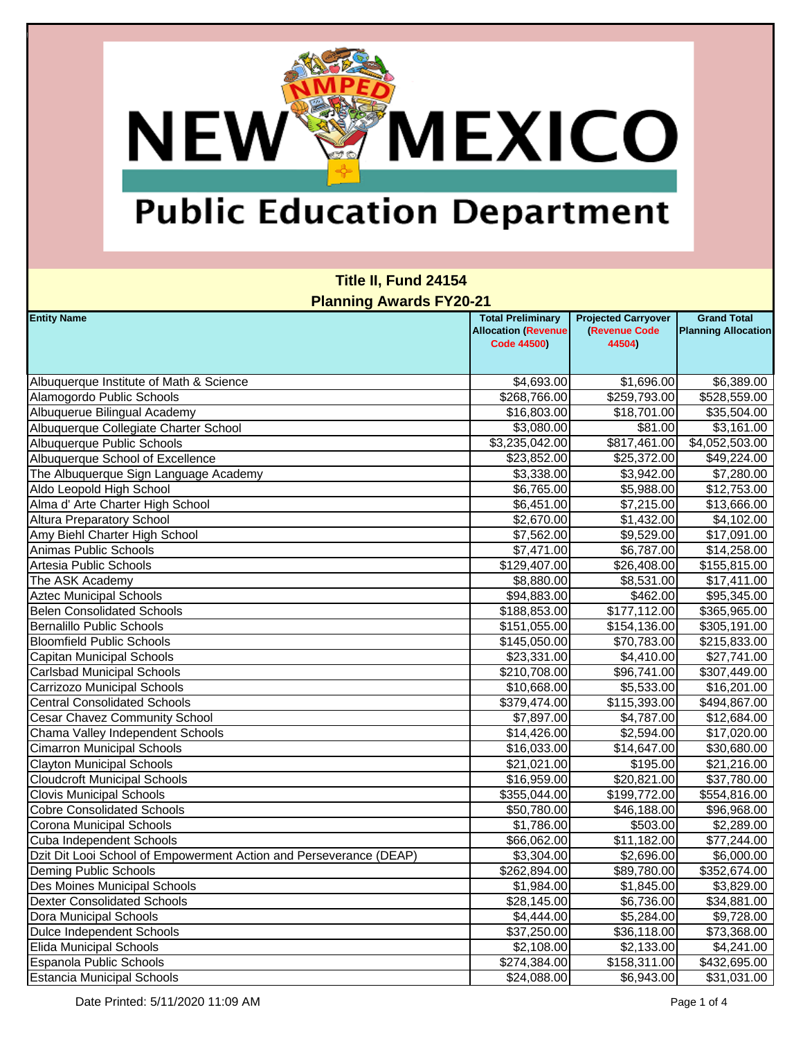# New Mexico Public Education Department

## Title II, Fund 24154

## Planning Awards FY20-21

| Entity Name | Total Preliminary Allocation (Revenue Code 44500) | Projected Carryover (Revenue Code 44504) | Grand Total Planning Allocation |
|---|---|---|---|
| Albuquerque Institute of Math & Science | $4,693.00 | $1,696.00 | $6,389.00 |
| Alamogordo Public Schools | $268,766.00 | $259,793.00 | $528,559.00 |
| Albuquerue Bilingual Academy | $16,803.00 | $18,701.00 | $35,504.00 |
| Albuquerque Collegiate Charter School | $3,080.00 | $81.00 | $3,161.00 |
| Albuquerque Public Schools | $3,235,042.00 | $817,461.00 | $4,052,503.00 |
| Albuquerque School of Excellence | $23,852.00 | $25,372.00 | $49,224.00 |
| The Albuquerque Sign Language Academy | $3,338.00 | $3,942.00 | $7,280.00 |
| Aldo Leopold High School | $6,765.00 | $5,988.00 | $12,753.00 |
| Alma d' Arte Charter High School | $6,451.00 | $7,215.00 | $13,666.00 |
| Altura Preparatory School | $2,670.00 | $1,432.00 | $4,102.00 |
| Amy Biehl Charter High School | $7,562.00 | $9,529.00 | $17,091.00 |
| Animas Public Schools | $7,471.00 | $6,787.00 | $14,258.00 |
| Artesia Public Schools | $129,407.00 | $26,408.00 | $155,815.00 |
| The ASK Academy | $8,880.00 | $8,531.00 | $17,411.00 |
| Aztec Municipal Schools | $94,883.00 | $462.00 | $95,345.00 |
| Belen Consolidated Schools | $188,853.00 | $177,112.00 | $365,965.00 |
| Bernalillo Public Schools | $151,055.00 | $154,136.00 | $305,191.00 |
| Bloomfield Public Schools | $145,050.00 | $70,783.00 | $215,833.00 |
| Capitan Municipal Schools | $23,331.00 | $4,410.00 | $27,741.00 |
| Carlsbad Municipal Schools | $210,708.00 | $96,741.00 | $307,449.00 |
| Carrizozo Municipal Schools | $10,668.00 | $5,533.00 | $16,201.00 |
| Central Consolidated Schools | $379,474.00 | $115,393.00 | $494,867.00 |
| Cesar Chavez Community School | $7,897.00 | $4,787.00 | $12,684.00 |
| Chama Valley Independent Schools | $14,426.00 | $2,594.00 | $17,020.00 |
| Cimarron Municipal Schools | $16,033.00 | $14,647.00 | $30,680.00 |
| Clayton Municipal Schools | $21,021.00 | $195.00 | $21,216.00 |
| Cloudcroft Municipal Schools | $16,959.00 | $20,821.00 | $37,780.00 |
| Clovis Municipal Schools | $355,044.00 | $199,772.00 | $554,816.00 |
| Cobre Consolidated Schools | $50,780.00 | $46,188.00 | $96,968.00 |
| Corona Municipal Schools | $1,786.00 | $503.00 | $2,289.00 |
| Cuba Independent Schools | $66,062.00 | $11,182.00 | $77,244.00 |
| Dzit Dit Looi School of Empowerment Action and Perseverance (DEAP) | $3,304.00 | $2,696.00 | $6,000.00 |
| Deming Public Schools | $262,894.00 | $89,780.00 | $352,674.00 |
| Des Moines Municipal Schools | $1,984.00 | $1,845.00 | $3,829.00 |
| Dexter Consolidated Schools | $28,145.00 | $6,736.00 | $34,881.00 |
| Dora Municipal Schools | $4,444.00 | $5,284.00 | $9,728.00 |
| Dulce Independent Schools | $37,250.00 | $36,118.00 | $73,368.00 |
| Elida Municipal Schools | $2,108.00 | $2,133.00 | $4,241.00 |
| Espanola Public Schools | $274,384.00 | $158,311.00 | $432,695.00 |
| Estancia Municipal Schools | $24,088.00 | $6,943.00 | $31,031.00 |

Date Printed: 5/11/2020 11:09 AM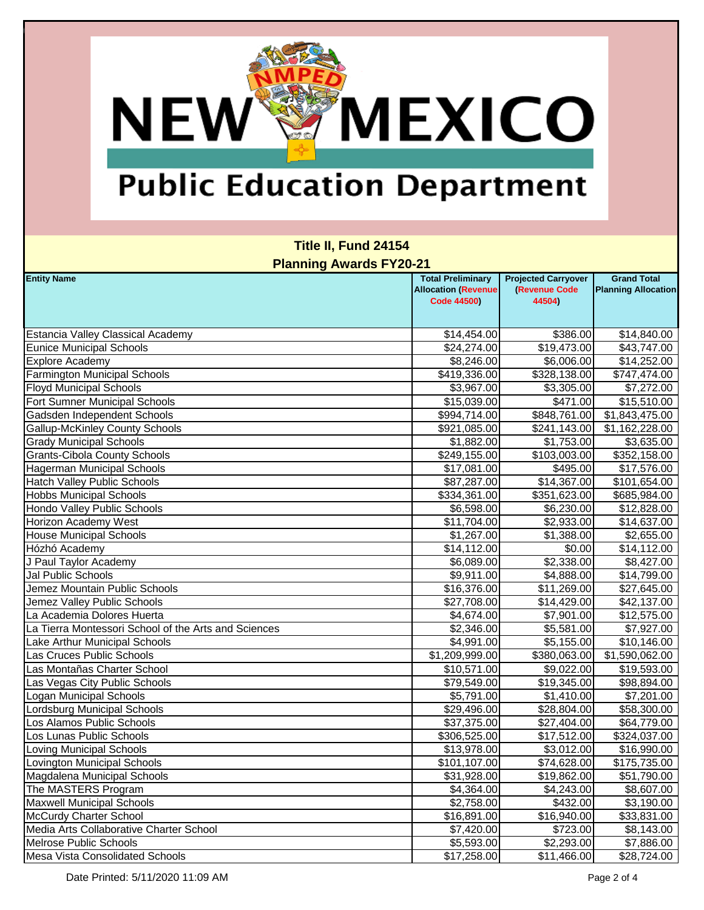**New Mexico Public Education Department**

## Title II, Fund 24154

### Planning Awards FY20-21

| Entity Name | Total Preliminary Allocation (Revenue Code 44500) | Projected Carryover (Revenue Code 44504) | Grand Total Planning Allocation |
|---|---|---|---|
| Estancia Valley Classical Academy | $14,454.00 | $386.00 | $14,840.00 |
| Eunice Municipal Schools | $24,274.00 | $19,473.00 | $43,747.00 |
| Explore Academy | $8,246.00 | $6,006.00 | $14,252.00 |
| Farmington Municipal Schools | $419,336.00 | $328,138.00 | $747,474.00 |
| Floyd Municipal Schools | $3,967.00 | $3,305.00 | $7,272.00 |
| Fort Sumner Municipal Schools | $15,039.00 | $471.00 | $15,510.00 |
| Gadsden Independent Schools | $994,714.00 | $848,761.00 | $1,843,475.00 |
| Gallup-McKinley County Schools | $921,085.00 | $241,143.00 | $1,162,228.00 |
| Grady Municipal Schools | $1,882.00 | $1,753.00 | $3,635.00 |
| Grants-Cibola County Schools | $249,155.00 | $103,003.00 | $352,158.00 |
| Hagerman Municipal Schools | $17,081.00 | $495.00 | $17,576.00 |
| Hatch Valley Public Schools | $87,287.00 | $14,367.00 | $101,654.00 |
| Hobbs Municipal Schools | $334,361.00 | $351,623.00 | $685,984.00 |
| Hondo Valley Public Schools | $6,598.00 | $6,230.00 | $12,828.00 |
| Horizon Academy West | $11,704.00 | $2,933.00 | $14,637.00 |
| House Municipal Schools | $1,267.00 | $1,388.00 | $2,655.00 |
| Hózhó Academy | $14,112.00 | $0.00 | $14,112.00 |
| J Paul Taylor Academy | $6,089.00 | $2,338.00 | $8,427.00 |
| Jal Public Schools | $9,911.00 | $4,888.00 | $14,799.00 |
| Jemez Mountain Public Schools | $16,376.00 | $11,269.00 | $27,645.00 |
| Jemez Valley Public Schools | $27,708.00 | $14,429.00 | $42,137.00 |
| La Academia Dolores Huerta | $4,674.00 | $7,901.00 | $12,575.00 |
| La Tierra Montessori School of the Arts and Sciences | $2,346.00 | $5,581.00 | $7,927.00 |
| Lake Arthur Municipal Schools | $4,991.00 | $5,155.00 | $10,146.00 |
| Las Cruces Public Schools | $1,209,999.00 | $380,063.00 | $1,590,062.00 |
| Las Montañas Charter School | $10,571.00 | $9,022.00 | $19,593.00 |
| Las Vegas City Public Schools | $79,549.00 | $19,345.00 | $98,894.00 |
| Logan Municipal Schools | $5,791.00 | $1,410.00 | $7,201.00 |
| Lordsburg Municipal Schools | $29,496.00 | $28,804.00 | $58,300.00 |
| Los Alamos Public Schools | $37,375.00 | $27,404.00 | $64,779.00 |
| Los Lunas Public Schools | $306,525.00 | $17,512.00 | $324,037.00 |
| Loving Municipal Schools | $13,978.00 | $3,012.00 | $16,990.00 |
| Lovington Municipal Schools | $101,107.00 | $74,628.00 | $175,735.00 |
| Magdalena Municipal Schools | $31,928.00 | $19,862.00 | $51,790.00 |
| The MASTERS Program | $4,364.00 | $4,243.00 | $8,607.00 |
| Maxwell Municipal Schools | $2,758.00 | $432.00 | $3,190.00 |
| McCurdy Charter School | $16,891.00 | $16,940.00 | $33,831.00 |
| Media Arts Collaborative Charter School | $7,420.00 | $723.00 | $8,143.00 |
| Melrose Public Schools | $5,593.00 | $2,293.00 | $7,886.00 |
| Mesa Vista Consolidated Schools | $17,258.00 | $11,466.00 | $28,724.00 |

Date Printed: 5/11/2020 11:09 AM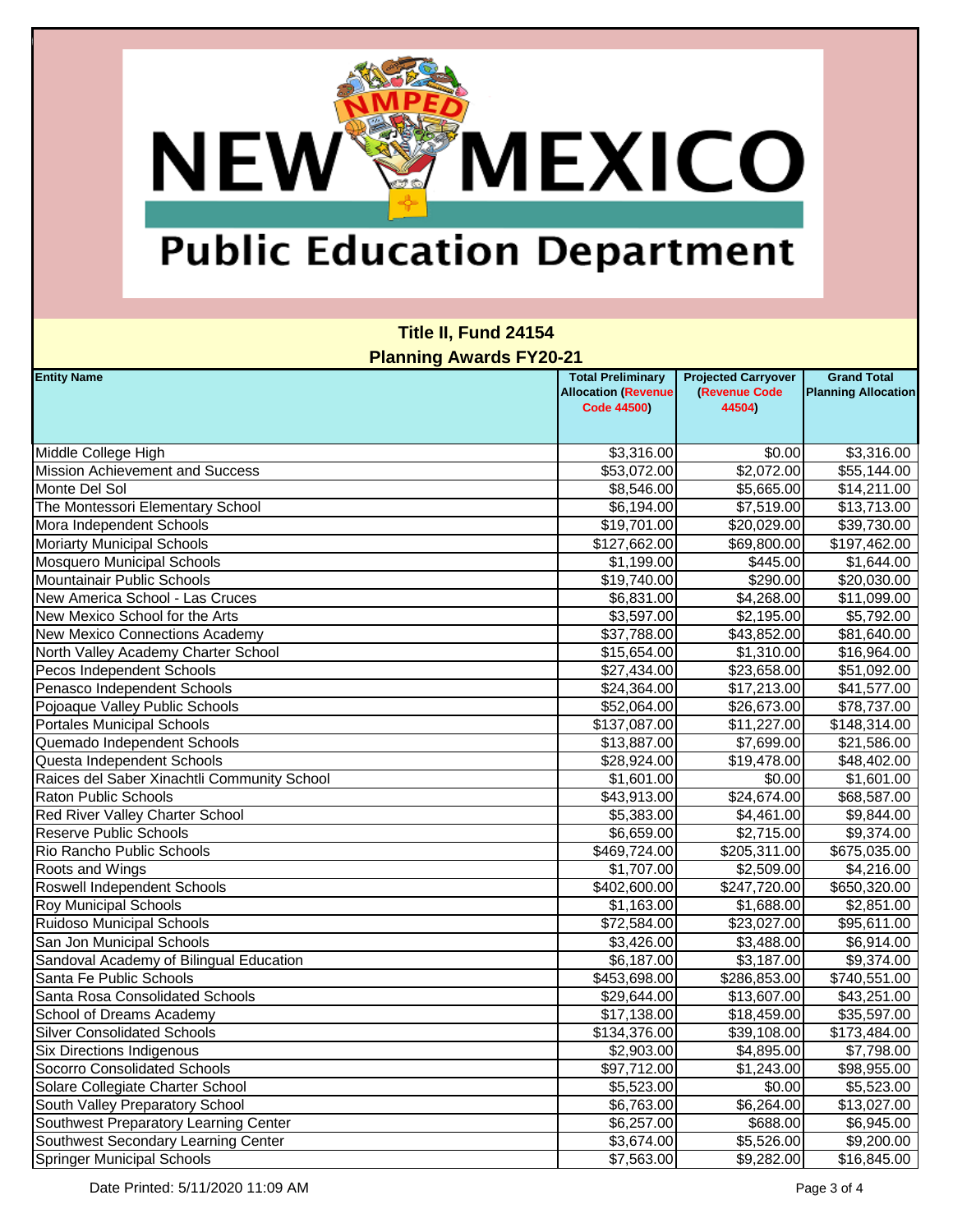# New Mexico Public Education Department

## Title II, Fund 24154

## Planning Awards FY20-21

| Entity Name | Total Preliminary Allocation (Revenue Code 44500) | Projected Carryover (Revenue Code 44504) | Grand Total Planning Allocation |
|---|---|---|---|
| Middle College High | $3,316.00 | $0.00 | $3,316.00 |
| Mission Achievement and Success | $53,072.00 | $2,072.00 | $55,144.00 |
| Monte Del Sol | $8,546.00 | $5,665.00 | $14,211.00 |
| The Montessori Elementary School | $6,194.00 | $7,519.00 | $13,713.00 |
| Mora Independent Schools | $19,701.00 | $20,029.00 | $39,730.00 |
| Moriarty Municipal Schools | $127,662.00 | $69,800.00 | $197,462.00 |
| Mosquero Municipal Schools | $1,199.00 | $445.00 | $1,644.00 |
| Mountainair Public Schools | $19,740.00 | $290.00 | $20,030.00 |
| New America School - Las Cruces | $6,831.00 | $4,268.00 | $11,099.00 |
| New Mexico School for the Arts | $3,597.00 | $2,195.00 | $5,792.00 |
| New Mexico Connections Academy | $37,788.00 | $43,852.00 | $81,640.00 |
| North Valley Academy Charter School | $15,654.00 | $1,310.00 | $16,964.00 |
| Pecos Independent Schools | $27,434.00 | $23,658.00 | $51,092.00 |
| Penasco Independent Schools | $24,364.00 | $17,213.00 | $41,577.00 |
| Pojoaque Valley Public Schools | $52,064.00 | $26,673.00 | $78,737.00 |
| Portales Municipal Schools | $137,087.00 | $11,227.00 | $148,314.00 |
| Quemado Independent Schools | $13,887.00 | $7,699.00 | $21,586.00 |
| Questa Independent Schools | $28,924.00 | $19,478.00 | $48,402.00 |
| Raices del Saber Xinachtli Community School | $1,601.00 | $0.00 | $1,601.00 |
| Raton Public Schools | $43,913.00 | $24,674.00 | $68,587.00 |
| Red River Valley Charter School | $5,383.00 | $4,461.00 | $9,844.00 |
| Reserve Public Schools | $6,659.00 | $2,715.00 | $9,374.00 |
| Rio Rancho Public Schools | $469,724.00 | $205,311.00 | $675,035.00 |
| Roots and Wings | $1,707.00 | $2,509.00 | $4,216.00 |
| Roswell Independent Schools | $402,600.00 | $247,720.00 | $650,320.00 |
| Roy Municipal Schools | $1,163.00 | $1,688.00 | $2,851.00 |
| Ruidoso Municipal Schools | $72,584.00 | $23,027.00 | $95,611.00 |
| San Jon Municipal Schools | $3,426.00 | $3,488.00 | $6,914.00 |
| Sandoval Academy of Bilingual Education | $6,187.00 | $3,187.00 | $9,374.00 |
| Santa Fe Public Schools | $453,698.00 | $286,853.00 | $740,551.00 |
| Santa Rosa Consolidated Schools | $29,644.00 | $13,607.00 | $43,251.00 |
| School of Dreams Academy | $17,138.00 | $18,459.00 | $35,597.00 |
| Silver Consolidated Schools | $134,376.00 | $39,108.00 | $173,484.00 |
| Six Directions Indigenous | $2,903.00 | $4,895.00 | $7,798.00 |
| Socorro Consolidated Schools | $97,712.00 | $1,243.00 | $98,955.00 |
| Solare Collegiate Charter School | $5,523.00 | $0.00 | $5,523.00 |
| South Valley Preparatory School | $6,763.00 | $6,264.00 | $13,027.00 |
| Southwest Preparatory Learning Center | $6,257.00 | $688.00 | $6,945.00 |
| Southwest Secondary Learning Center | $3,674.00 | $5,526.00 | $9,200.00 |
| Springer Municipal Schools | $7,563.00 | $9,282.00 | $16,845.00 |

Date Printed: 5/11/2020 11:09 AM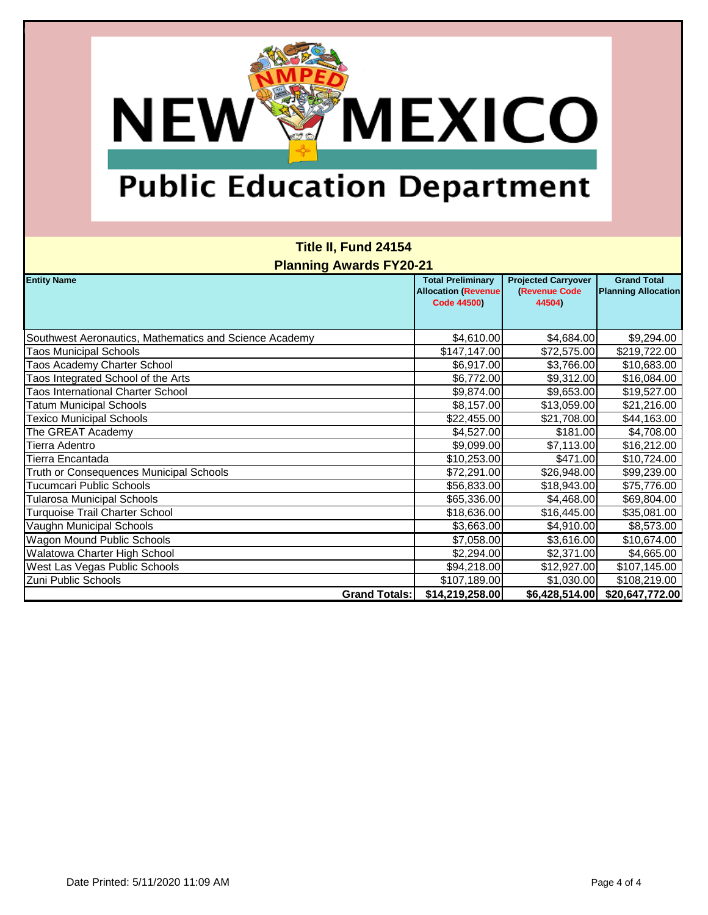# New Mexico Public Education Department

## Title II, Fund 24154

## Planning Awards FY20-21

| Entity Name | Total Preliminary Allocation (Revenue Code 44500) | Projected Carryover (Revenue Code 44504) | Grand Total Planning Allocation |
|---|---|---|---|
| Southwest Aeronautics, Mathematics and Science Academy | $4,610.00 | $4,684.00 | $9,294.00 |
| Taos Municipal Schools | $147,147.00 | $72,575.00 | $219,722.00 |
| Taos Academy Charter School | $6,917.00 | $3,766.00 | $10,683.00 |
| Taos Integrated School of the Arts | $6,772.00 | $9,312.00 | $16,084.00 |
| Taos International Charter School | $9,874.00 | $9,653.00 | $19,527.00 |
| Tatum Municipal Schools | $8,157.00 | $13,059.00 | $21,216.00 |
| Texico Municipal Schools | $22,455.00 | $21,708.00 | $44,163.00 |
| The GREAT Academy | $4,527.00 | $181.00 | $4,708.00 |
| Tierra Adentro | $9,099.00 | $7,113.00 | $16,212.00 |
| Tierra Encantada | $10,253.00 | $471.00 | $10,724.00 |
| Truth or Consequences Municipal Schools | $72,291.00 | $26,948.00 | $99,239.00 |
| Tucumcari Public Schools | $56,833.00 | $18,943.00 | $75,776.00 |
| Tularosa Municipal Schools | $65,336.00 | $4,468.00 | $69,804.00 |
| Turquoise Trail Charter School | $18,636.00 | $16,445.00 | $35,081.00 |
| Vaughn Municipal Schools | $3,663.00 | $4,910.00 | $8,573.00 |
| Wagon Mound Public Schools | $7,058.00 | $3,616.00 | $10,674.00 |
| Walatowa Charter High School | $2,294.00 | $2,371.00 | $4,665.00 |
| West Las Vegas Public Schools | $94,218.00 | $12,927.00 | $107,145.00 |
| Zuni Public Schools | $107,189.00 | $1,030.00 | $108,219.00 |
| **Grand Totals:** | **$14,219,258.00** | **$6,428,514.00** | **$20,647,772.00** |

Date Printed: 5/11/2020 11:09 AM